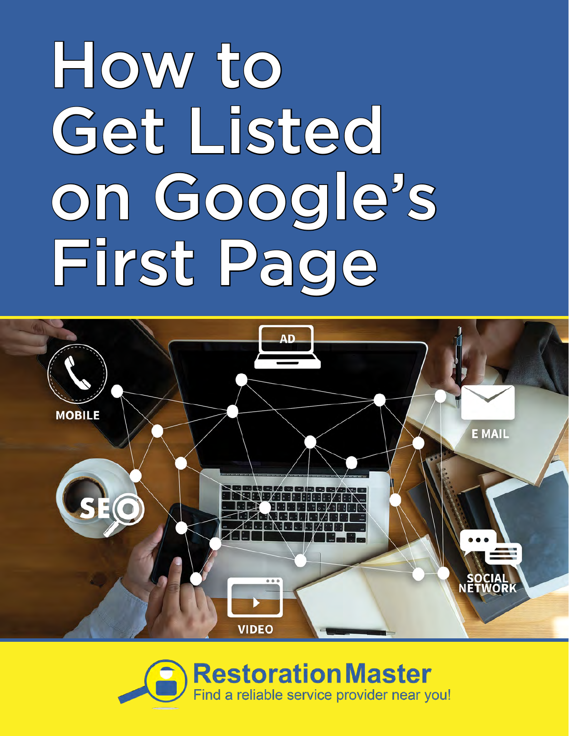# How to Get Listed on Google's First Page

RestorationMaster

Find a reliable service provider near you!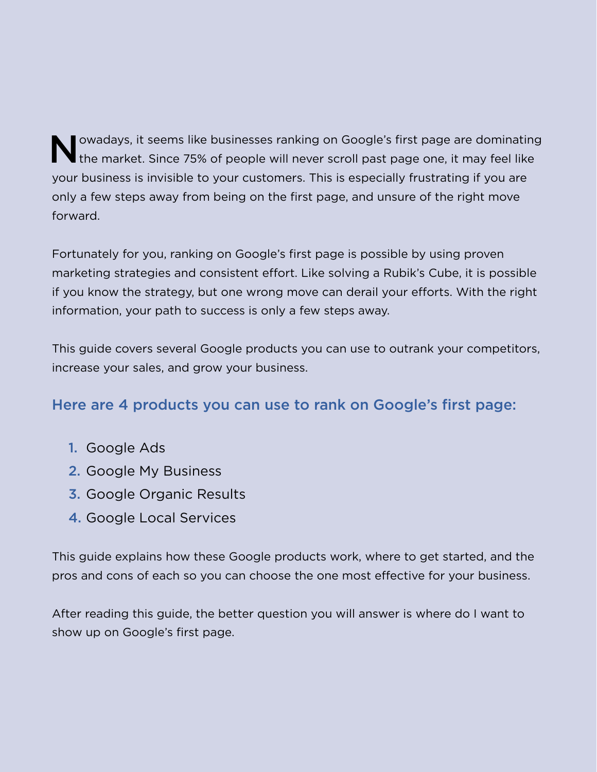Nowadays, it seems like businesses ranking on Google's first page are dominating the market. Since 75% of people will never scroll past page one, it may feel like your business is invisible to your customers. This is especially frustrating if you are only a few steps away from being on the first page, and unsure of the right move forward.

Fortunately for you, ranking on Google's first page is possible by using proven marketing strategies and consistent effort. Like solving a Rubik's Cube, it is possible if you know the strategy, but one wrong move can derail your efforts. With the right information, your path to success is only a few steps away.

This guide covers several Google products you can use to outrank your competitors, increase your sales, and grow your business.

### Here are 4 products you can use to rank on Google's first page:

1. Google Ads
2. Google My Business
3. Google Organic Results
4. Google Local Services

This guide explains how these Google products work, where to get started, and the pros and cons of each so you can choose the one most effective for your business.

After reading this guide, the better question you will answer is where do I want to show up on Google's first page.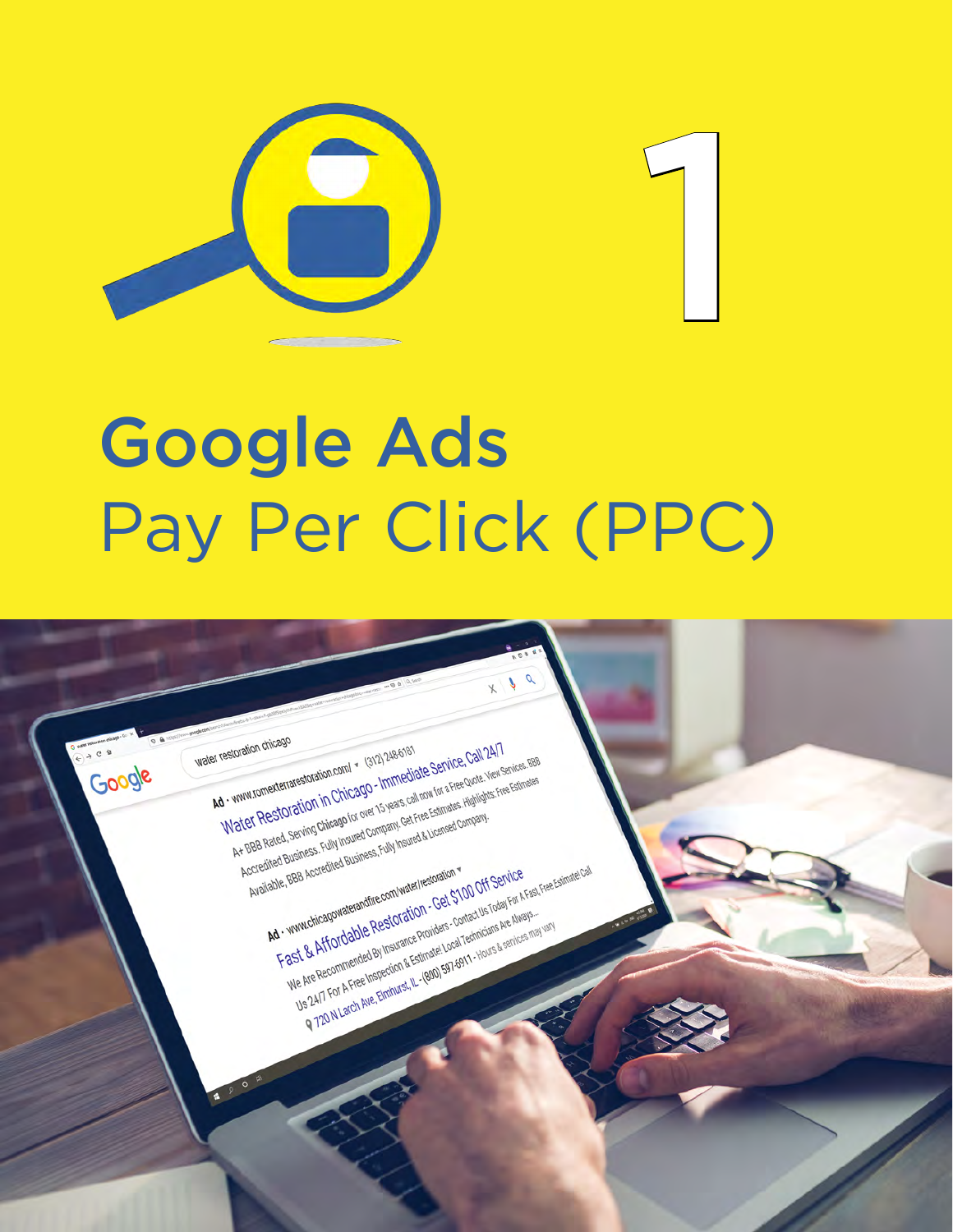# 1

# Google Ads
## Pay Per Click (PPC)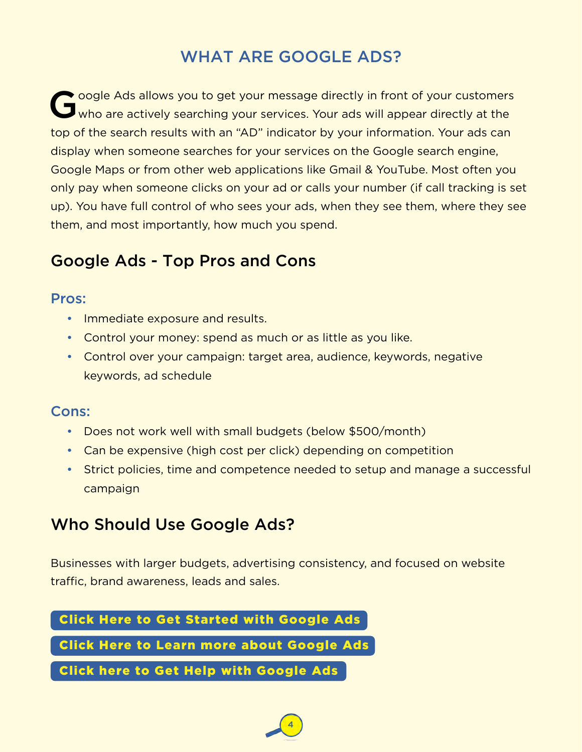# WHAT ARE GOOGLE ADS?

Google Ads allows you to get your message directly in front of your customers who are actively searching your services. Your ads will appear directly at the top of the search results with an "AD" indicator by your information. Your ads can display when someone searches for your services on the Google search engine, Google Maps or from other web applications like Gmail & YouTube. Most often you only pay when someone clicks on your ad or calls your number (if call tracking is set up). You have full control of who sees your ads, when they see them, where they see them, and most importantly, how much you spend.

## Google Ads - Top Pros and Cons

### Pros:

- Immediate exposure and results.
- Control your money: spend as much or as little as you like.
- Control over your campaign: target area, audience, keywords, negative keywords, ad schedule

### Cons:

- Does not work well with small budgets (below $500/month)
- Can be expensive (high cost per click) depending on competition
- Strict policies, time and competence needed to setup and manage a successful campaign

## Who Should Use Google Ads?

Businesses with larger budgets, advertising consistency, and focused on website traffic, brand awareness, leads and sales.

**Click Here to Get Started with Google Ads**

**Click Here to Learn more about Google Ads**

**Click here to Get Help with Google Ads**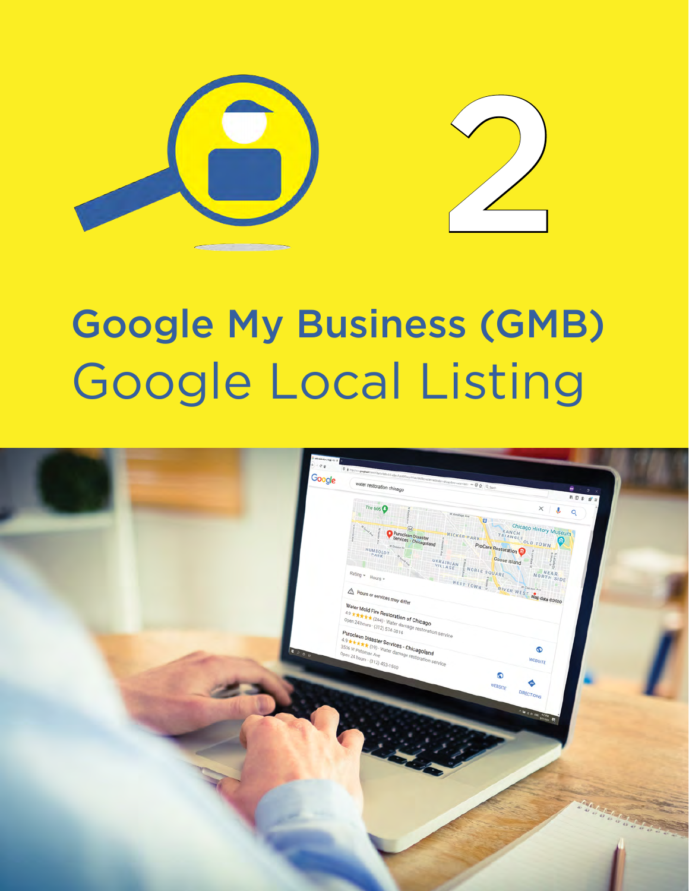# 2

## Google My Business (GMB)

## Google Local Listing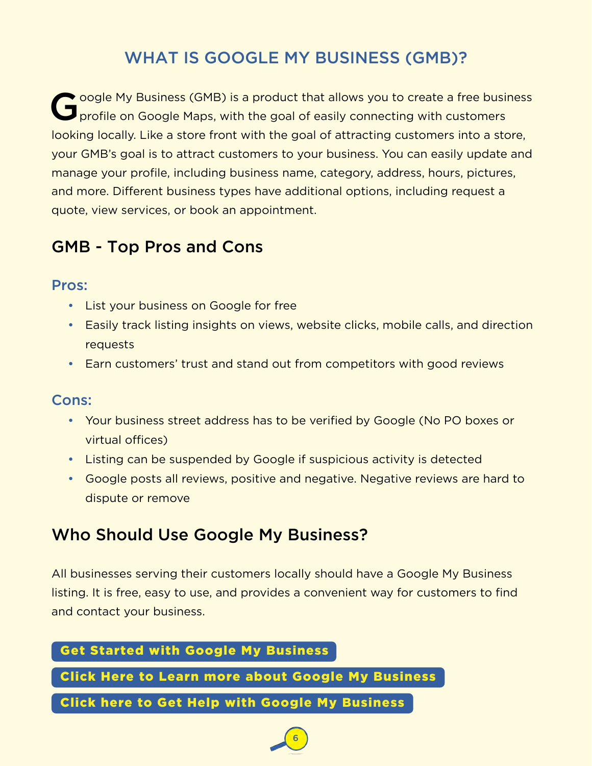# WHAT IS GOOGLE MY BUSINESS (GMB)?

Google My Business (GMB) is a product that allows you to create a free business profile on Google Maps, with the goal of easily connecting with customers looking locally. Like a store front with the goal of attracting customers into a store, your GMB's goal is to attract customers to your business. You can easily update and manage your profile, including business name, category, address, hours, pictures, and more. Different business types have additional options, including request a quote, view services, or book an appointment.

## GMB - Top Pros and Cons

### Pros:

- List your business on Google for free
- Easily track listing insights on views, website clicks, mobile calls, and direction requests
- Earn customers' trust and stand out from competitors with good reviews

### Cons:

- Your business street address has to be verified by Google (No PO boxes or virtual offices)
- Listing can be suspended by Google if suspicious activity is detected
- Google posts all reviews, positive and negative. Negative reviews are hard to dispute or remove

## Who Should Use Google My Business?

All businesses serving their customers locally should have a Google My Business listing. It is free, easy to use, and provides a convenient way for customers to find and contact your business.

**Get Started with Google My Business**

**Click Here to Learn more about Google My Business**

**Click here to Get Help with Google My Business**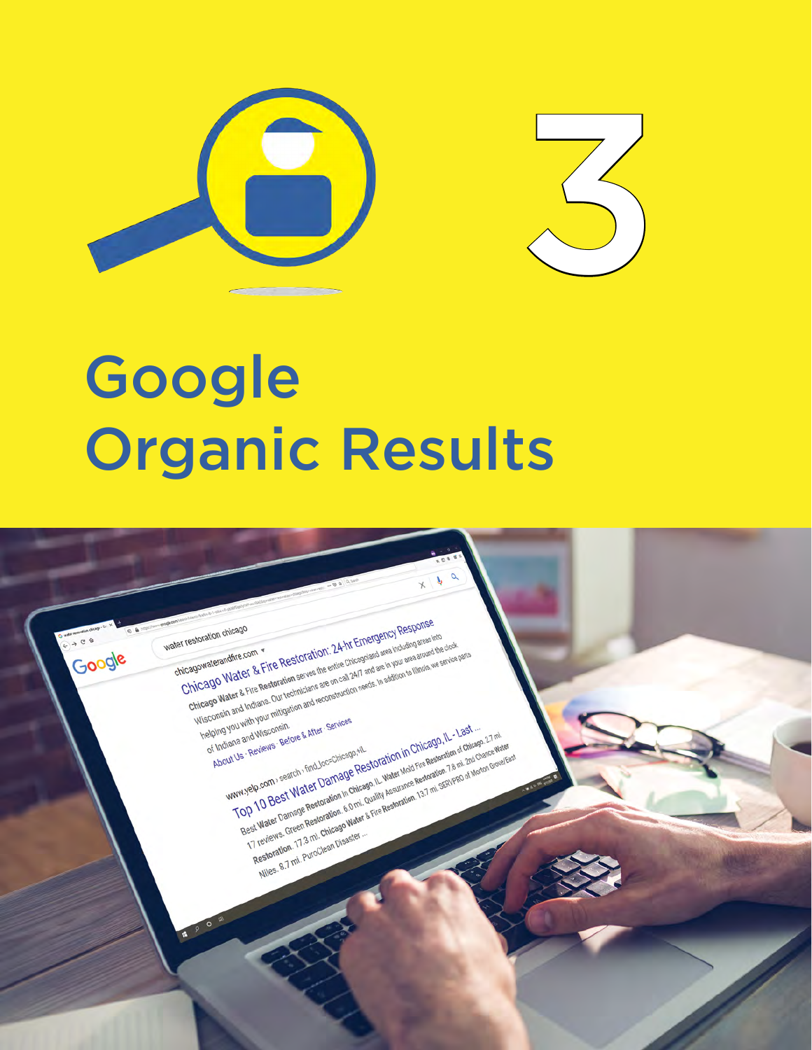3

# Google Organic Results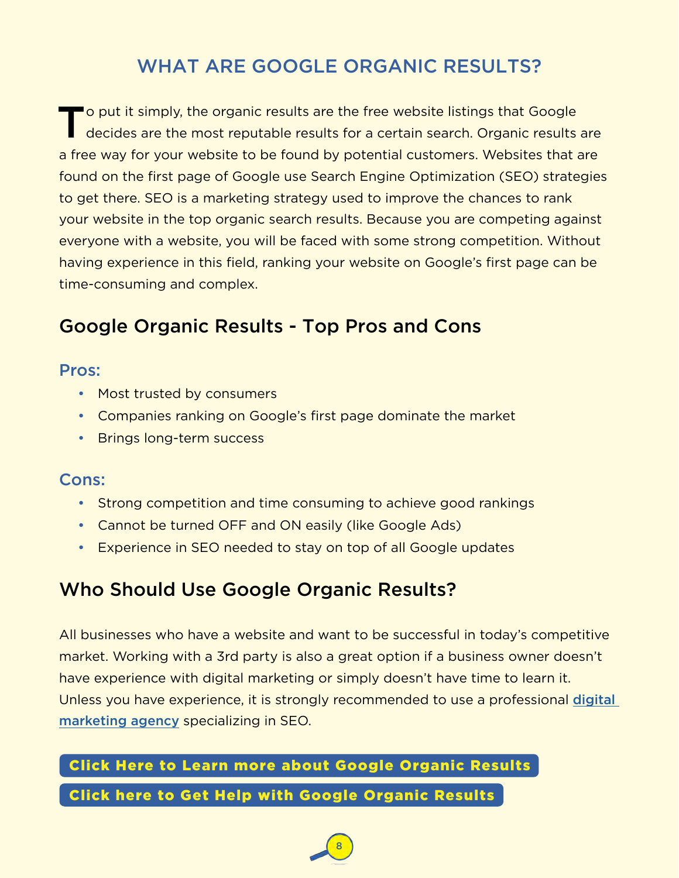# WHAT ARE GOOGLE ORGANIC RESULTS?

To put it simply, the organic results are the free website listings that Google decides are the most reputable results for a certain search. Organic results are a free way for your website to be found by potential customers. Websites that are found on the first page of Google use Search Engine Optimization (SEO) strategies to get there. SEO is a marketing strategy used to improve the chances to rank your website in the top organic search results. Because you are competing against everyone with a website, you will be faced with some strong competition. Without having experience in this field, ranking your website on Google's first page can be time-consuming and complex.

## Google Organic Results - Top Pros and Cons

### Pros:

- Most trusted by consumers
- Companies ranking on Google's first page dominate the market
- Brings long-term success

### Cons:

- Strong competition and time consuming to achieve good rankings
- Cannot be turned OFF and ON easily (like Google Ads)
- Experience in SEO needed to stay on top of all Google updates

## Who Should Use Google Organic Results?

All businesses who have a website and want to be successful in today's competitive market. Working with a 3rd party is also a great option if a business owner doesn't have experience with digital marketing or simply doesn't have time to learn it. Unless you have experience, it is strongly recommended to use a professional [digital marketing agency]() specializing in SEO.

**Click Here to Learn more about Google Organic Results**

**Click here to Get Help with Google Organic Results**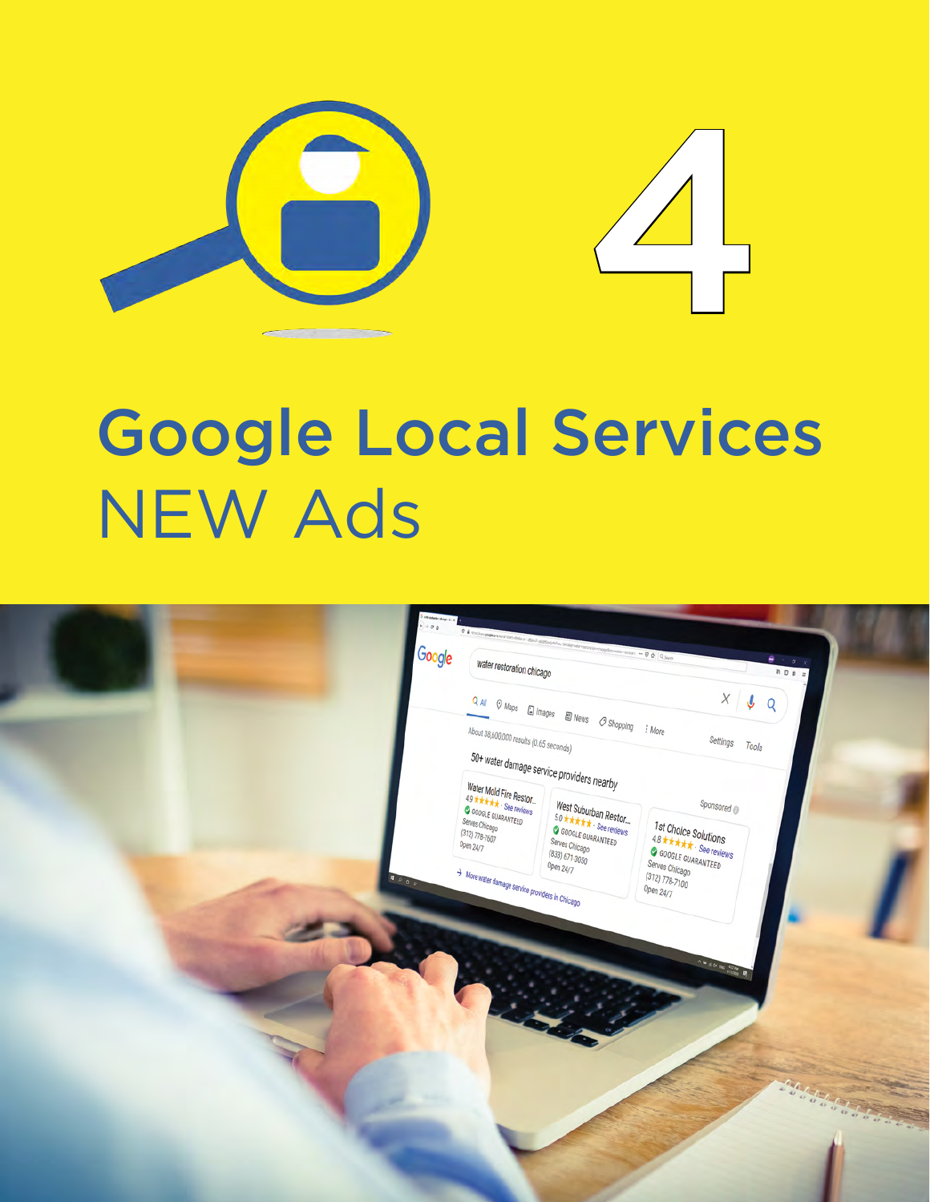# 4

# Google Local Services NEW Ads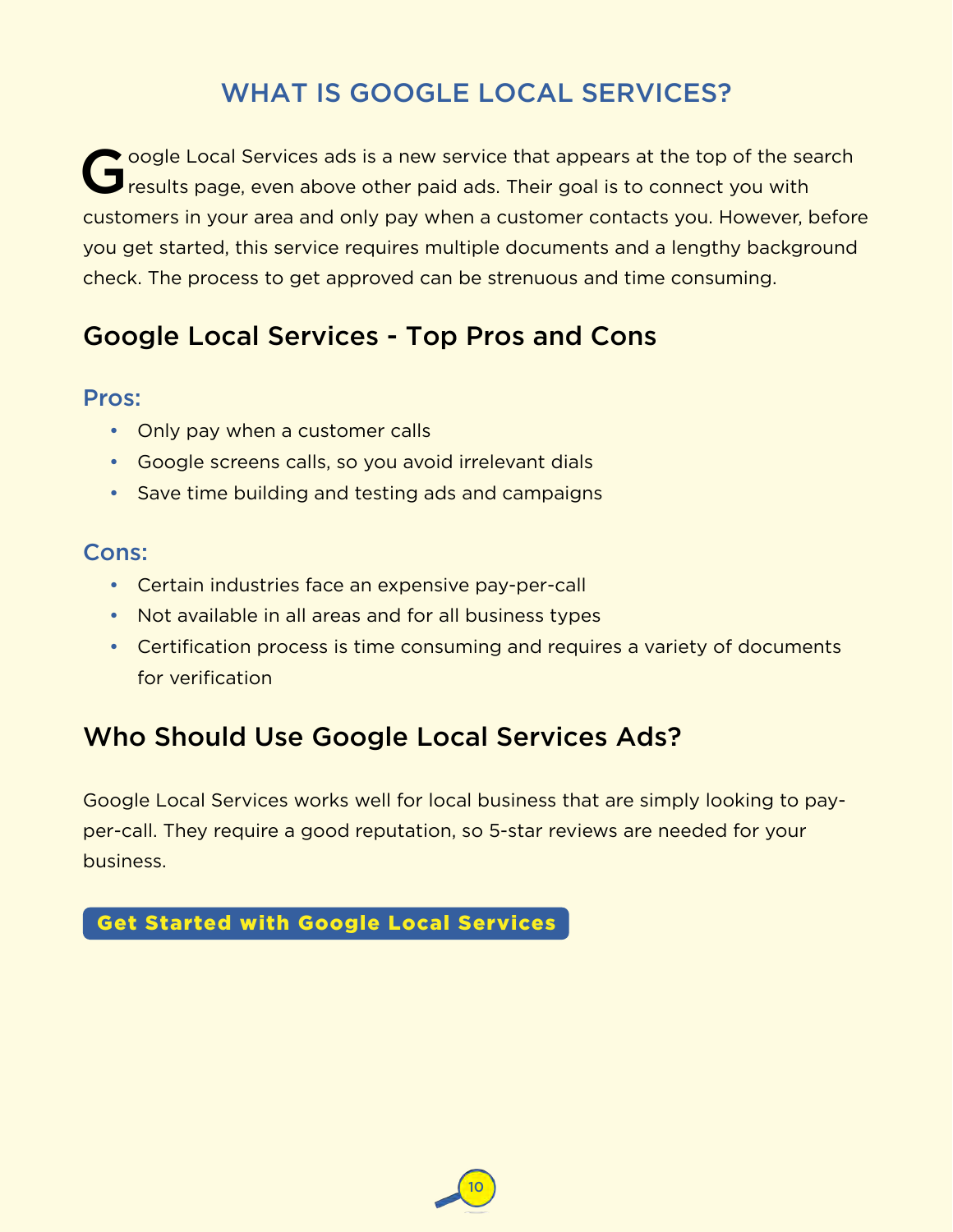# WHAT IS GOOGLE LOCAL SERVICES?

Google Local Services ads is a new service that appears at the top of the search results page, even above other paid ads. Their goal is to connect you with customers in your area and only pay when a customer contacts you. However, before you get started, this service requires multiple documents and a lengthy background check. The process to get approved can be strenuous and time consuming.

## Google Local Services - Top Pros and Cons

### Pros:

- Only pay when a customer calls
- Google screens calls, so you avoid irrelevant dials
- Save time building and testing ads and campaigns

### Cons:

- Certain industries face an expensive pay-per-call
- Not available in all areas and for all business types
- Certification process is time consuming and requires a variety of documents for verification

## Who Should Use Google Local Services Ads?

Google Local Services works well for local business that are simply looking to pay-per-call. They require a good reputation, so 5-star reviews are needed for your business.

**Get Started with Google Local Services**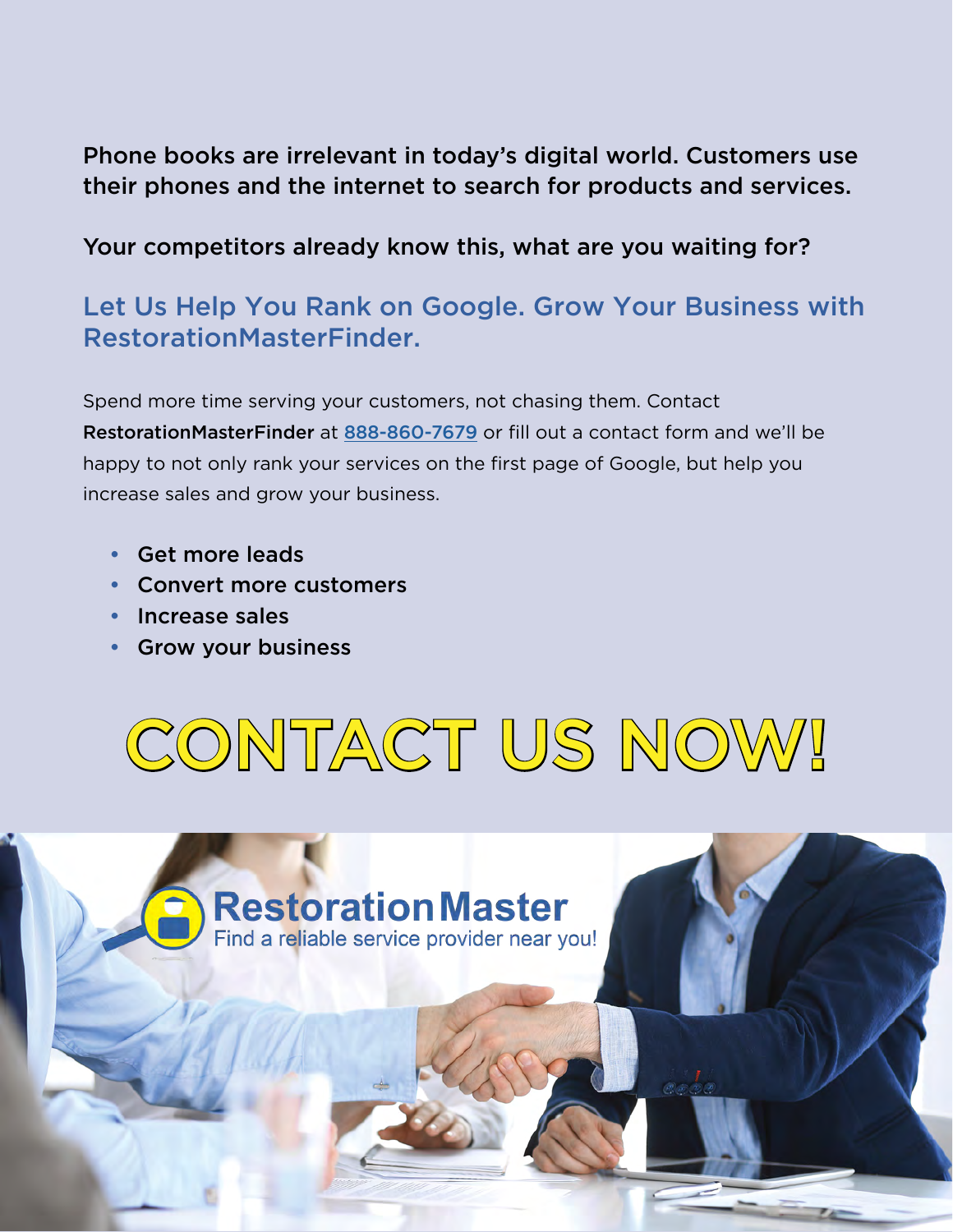Phone books are irrelevant in today's digital world. Customers use their phones and the internet to search for products and services.

Your competitors already know this, what are you waiting for?

## Let Us Help You Rank on Google. Grow Your Business with RestorationMasterFinder.

Spend more time serving your customers, not chasing them. Contact **RestorationMasterFinder** at 888-860-7679 or fill out a contact form and we'll be happy to not only rank your services on the first page of Google, but help you increase sales and grow your business.

- Get more leads
- Convert more customers
- Increase sales
- Grow your business

# CONTACT US NOW!

RestorationMaster

Find a reliable service provider near you!